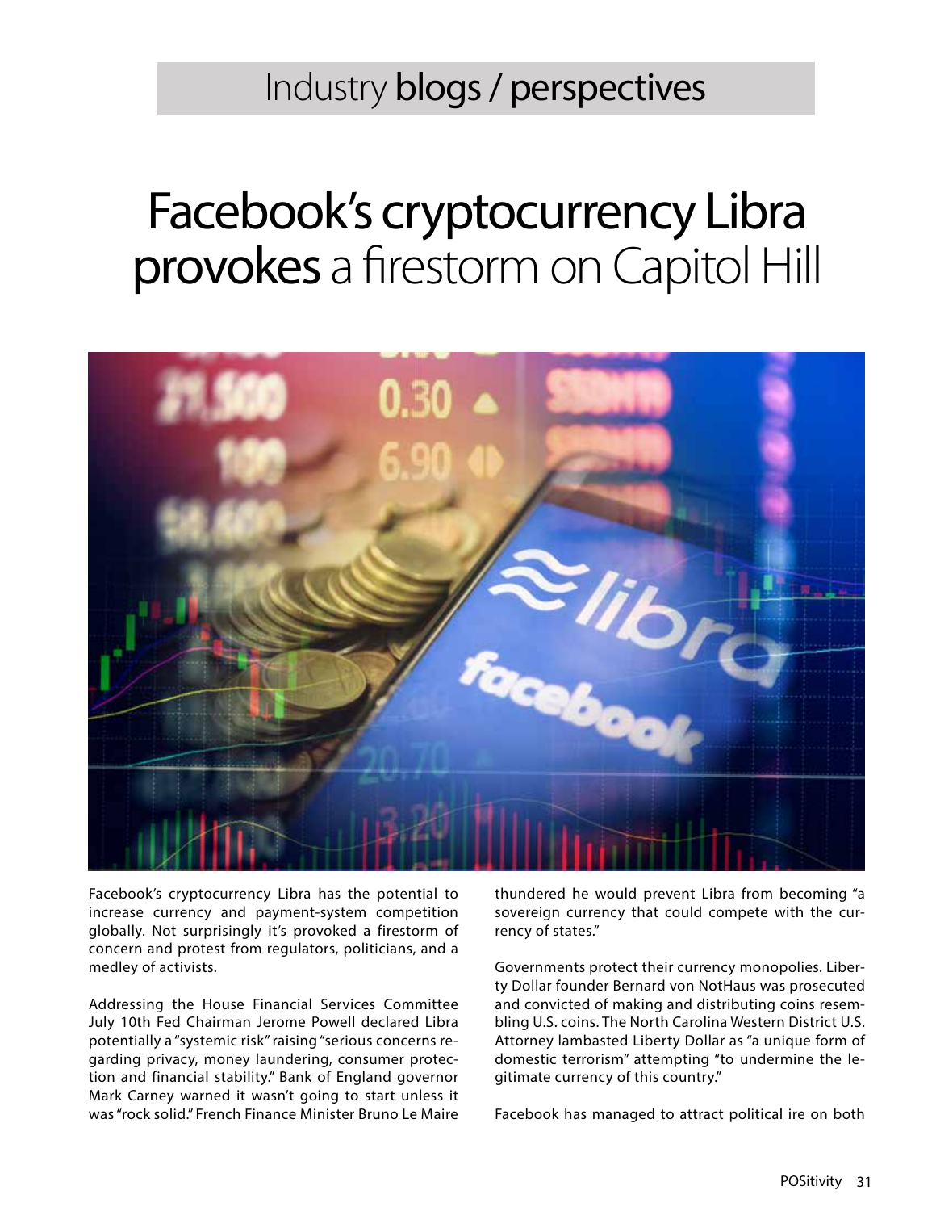Industry **blogs / perspectives**

# Facebook's cryptocurrency Libra provokes a firestorm on Capitol Hill

Facebook's cryptocurrency Libra has the potential to increase currency and payment-system competition globally. Not surprisingly it's provoked a firestorm of concern and protest from regulators, politicians, and a medley of activists.

Addressing the House Financial Services Committee July 10th Fed Chairman Jerome Powell declared Libra potentially a "systemic risk" raising "serious concerns regarding privacy, money laundering, consumer protection and financial stability." Bank of England governor Mark Carney warned it wasn't going to start unless it was "rock solid." French Finance Minister Bruno Le Maire thundered he would prevent Libra from becoming "a sovereign currency that could compete with the currency of states."

Governments protect their currency monopolies. Liberty Dollar founder Bernard von NotHaus was prosecuted and convicted of making and distributing coins resembling U.S. coins. The North Carolina Western District U.S. Attorney lambasted Liberty Dollar as "a unique form of domestic terrorism" attempting "to undermine the legitimate currency of this country."

Facebook has managed to attract political ire on both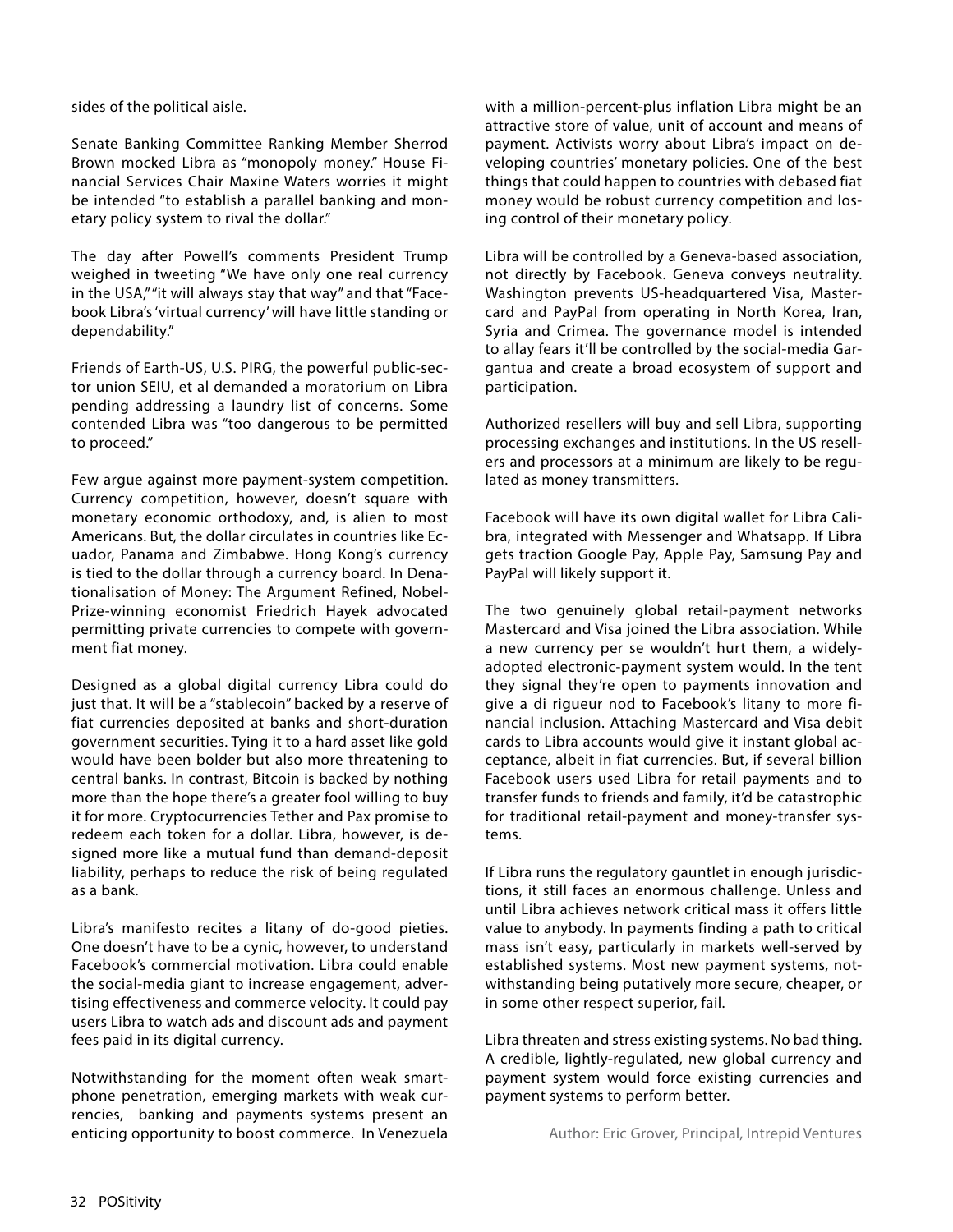sides of the political aisle.

Senate Banking Committee Ranking Member Sherrod Brown mocked Libra as "monopoly money." House Financial Services Chair Maxine Waters worries it might be intended "to establish a parallel banking and monetary policy system to rival the dollar."

The day after Powell's comments President Trump weighed in tweeting "We have only one real currency in the USA," "it will always stay that way" and that "Facebook Libra's 'virtual currency' will have little standing or dependability."

Friends of Earth-US, U.S. PIRG, the powerful public-sector union SEIU, et al demanded a moratorium on Libra pending addressing a laundry list of concerns. Some contended Libra was "too dangerous to be permitted to proceed."

Few argue against more payment-system competition. Currency competition, however, doesn't square with monetary economic orthodoxy, and, is alien to most Americans. But, the dollar circulates in countries like Ecuador, Panama and Zimbabwe. Hong Kong's currency is tied to the dollar through a currency board. In Denationalisation of Money: The Argument Refined, Nobel-Prize-winning economist Friedrich Hayek advocated permitting private currencies to compete with government fiat money.

Designed as a global digital currency Libra could do just that. It will be a "stablecoin" backed by a reserve of fiat currencies deposited at banks and short-duration government securities. Tying it to a hard asset like gold would have been bolder but also more threatening to central banks. In contrast, Bitcoin is backed by nothing more than the hope there's a greater fool willing to buy it for more. Cryptocurrencies Tether and Pax promise to redeem each token for a dollar. Libra, however, is designed more like a mutual fund than demand-deposit liability, perhaps to reduce the risk of being regulated as a bank.

Libra's manifesto recites a litany of do-good pieties. One doesn't have to be a cynic, however, to understand Facebook's commercial motivation. Libra could enable the social-media giant to increase engagement, advertising effectiveness and commerce velocity. It could pay users Libra to watch ads and discount ads and payment fees paid in its digital currency.

Notwithstanding for the moment often weak smartphone penetration, emerging markets with weak currencies, banking and payments systems present an enticing opportunity to boost commerce. In Venezuela with a million-percent-plus inflation Libra might be an attractive store of value, unit of account and means of payment. Activists worry about Libra's impact on developing countries' monetary policies. One of the best things that could happen to countries with debased fiat money would be robust currency competition and losing control of their monetary policy.

Libra will be controlled by a Geneva-based association, not directly by Facebook. Geneva conveys neutrality. Washington prevents US-headquartered Visa, Mastercard and PayPal from operating in North Korea, Iran, Syria and Crimea. The governance model is intended to allay fears it'll be controlled by the social-media Gargantua and create a broad ecosystem of support and participation.

Authorized resellers will buy and sell Libra, supporting processing exchanges and institutions. In the US resellers and processors at a minimum are likely to be regulated as money transmitters.

Facebook will have its own digital wallet for Libra Calibra, integrated with Messenger and Whatsapp. If Libra gets traction Google Pay, Apple Pay, Samsung Pay and PayPal will likely support it.

The two genuinely global retail-payment networks Mastercard and Visa joined the Libra association. While a new currency per se wouldn't hurt them, a widely-adopted electronic-payment system would. In the tent they signal they're open to payments innovation and give a di rigueur nod to Facebook's litany to more financial inclusion. Attaching Mastercard and Visa debit cards to Libra accounts would give it instant global acceptance, albeit in fiat currencies. But, if several billion Facebook users used Libra for retail payments and to transfer funds to friends and family, it'd be catastrophic for traditional retail-payment and money-transfer systems.

If Libra runs the regulatory gauntlet in enough jurisdictions, it still faces an enormous challenge. Unless and until Libra achieves network critical mass it offers little value to anybody. In payments finding a path to critical mass isn't easy, particularly in markets well-served by established systems. Most new payment systems, notwithstanding being putatively more secure, cheaper, or in some other respect superior, fail.

Libra threaten and stress existing systems. No bad thing. A credible, lightly-regulated, new global currency and payment system would force existing currencies and payment systems to perform better.

Author: Eric Grover, Principal, Intrepid Ventures